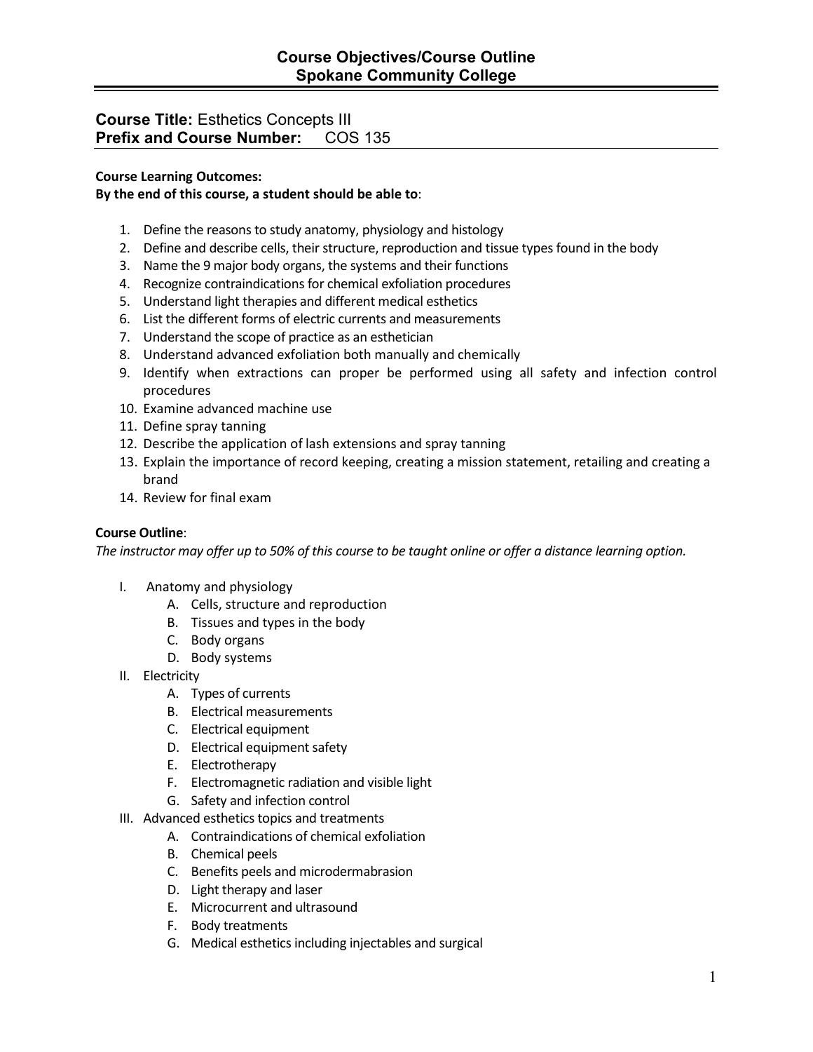# Course Objectives/Course Outline
# Spokane Community College

## Course Title: Esthetics Concepts III
## Prefix and Course Number: COS 135

**Course Learning Outcomes:**
**By the end of this course, a student should be able to**:

1. Define the reasons to study anatomy, physiology and histology
2. Define and describe cells, their structure, reproduction and tissue types found in the body
3. Name the 9 major body organs, the systems and their functions
4. Recognize contraindications for chemical exfoliation procedures
5. Understand light therapies and different medical esthetics
6. List the different forms of electric currents and measurements
7. Understand the scope of practice as an esthetician
8. Understand advanced exfoliation both manually and chemically
9. Identify when extractions can proper be performed using all safety and infection control procedures
10. Examine advanced machine use
11. Define spray tanning
12. Describe the application of lash extensions and spray tanning
13. Explain the importance of record keeping, creating a mission statement, retailing and creating a brand
14. Review for final exam

**Course Outline**:
*The instructor may offer up to 50% of this course to be taught online or offer a distance learning option.*

I. Anatomy and physiology
   A. Cells, structure and reproduction
   B. Tissues and types in the body
   C. Body organs
   D. Body systems

II. Electricity
   A. Types of currents
   B. Electrical measurements
   C. Electrical equipment
   D. Electrical equipment safety
   E. Electrotherapy
   F. Electromagnetic radiation and visible light
   G. Safety and infection control

III. Advanced esthetics topics and treatments
   A. Contraindications of chemical exfoliation
   B. Chemical peels
   C. Benefits peels and microdermabrasion
   D. Light therapy and laser
   E. Microcurrent and ultrasound
   F. Body treatments
   G. Medical esthetics including injectables and surgical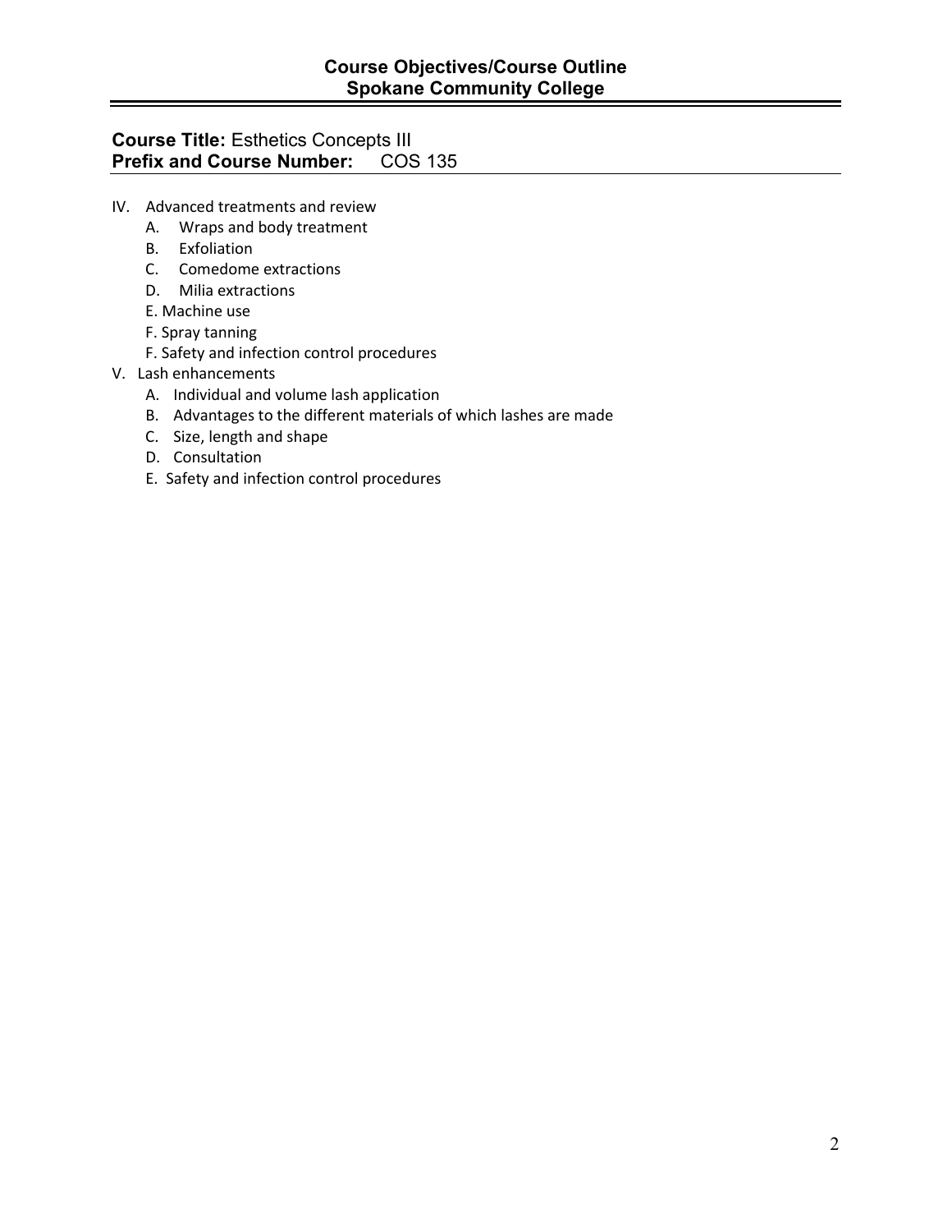## Course Objectives/Course Outline
## Spokane Community College

**Course Title:** Esthetics Concepts III
**Prefix and Course Number:** COS 135

IV. Advanced treatments and review
   A. Wraps and body treatment
   B. Exfoliation
   C. Comedome extractions
   D. Milia extractions
   E. Machine use
   F. Spray tanning
   F. Safety and infection control procedures

V. Lash enhancements
   A. Individual and volume lash application
   B. Advantages to the different materials of which lashes are made
   C. Size, length and shape
   D. Consultation
   E. Safety and infection control procedures